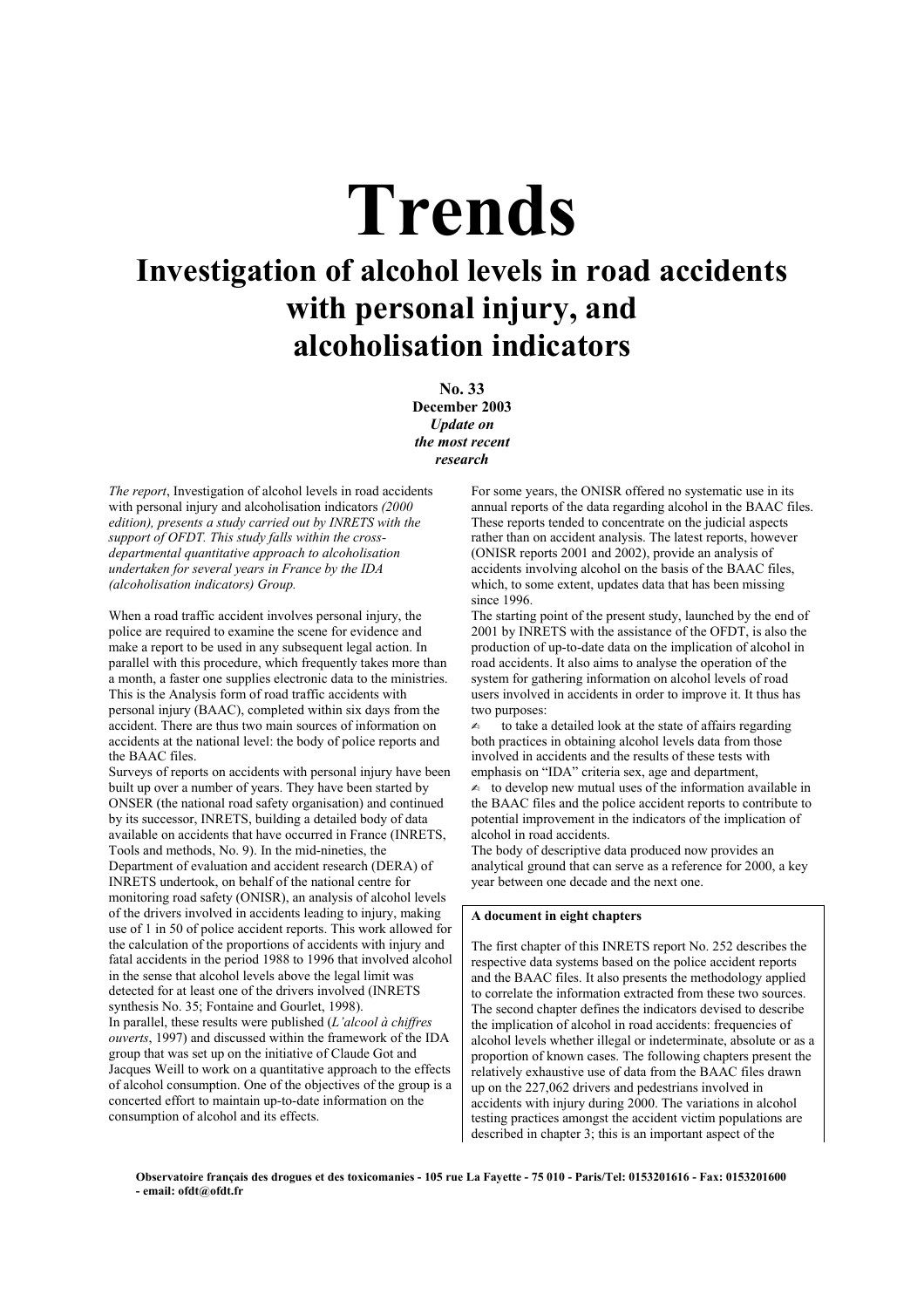# Trends

## Investigation of alcohol levels in road accidents with personal injury, and alcoholisation indicators

**No. 33**
**December 2003**
***Update on the most recent research***

*The report*, Investigation of alcohol levels in road accidents with personal injury and alcoholisation indicators *(2000 edition), presents a study carried out by INRETS with the support of OFDT. This study falls within the cross-departmental quantitative approach to alcoholisation undertaken for several years in France by the IDA (alcoholisation indicators) Group.*

When a road traffic accident involves personal injury, the police are required to examine the scene for evidence and make a report to be used in any subsequent legal action. In parallel with this procedure, which frequently takes more than a month, a faster one supplies electronic data to the ministries. This is the Analysis form of road traffic accidents with personal injury (BAAC), completed within six days from the accident. There are thus two main sources of information on accidents at the national level: the body of police reports and the BAAC files.

Surveys of reports on accidents with personal injury have been built up over a number of years. They have been started by ONSER (the national road safety organisation) and continued by its successor, INRETS, building a detailed body of data available on accidents that have occurred in France (INRETS, Tools and methods, No. 9). In the mid-nineties, the Department of evaluation and accident research (DERA) of INRETS undertook, on behalf of the national centre for monitoring road safety (ONISR), an analysis of alcohol levels of the drivers involved in accidents leading to injury, making use of 1 in 50 of police accident reports. This work allowed for the calculation of the proportions of accidents with injury and fatal accidents in the period 1988 to 1996 that involved alcohol in the sense that alcohol levels above the legal limit was detected for at least one of the drivers involved (INRETS synthesis No. 35; Fontaine and Gourlet, 1998).

In parallel, these results were published (*L'alcool à chiffres ouverts*, 1997) and discussed within the framework of the IDA group that was set up on the initiative of Claude Got and Jacques Weill to work on a quantitative approach to the effects of alcohol consumption. One of the objectives of the group is a concerted effort to maintain up-to-date information on the consumption of alcohol and its effects.

For some years, the ONISR offered no systematic use in its annual reports of the data regarding alcohol in the BAAC files. These reports tended to concentrate on the judicial aspects rather than on accident analysis. The latest reports, however (ONISR reports 2001 and 2002), provide an analysis of accidents involving alcohol on the basis of the BAAC files, which, to some extent, updates data that has been missing since 1996.

The starting point of the present study, launched by the end of 2001 by INRETS with the assistance of the OFDT, is also the production of up-to-date data on the implication of alcohol in road accidents. It also aims to analyse the operation of the system for gathering information on alcohol levels of road users involved in accidents in order to improve it. It thus has two purposes:

- to take a detailed look at the state of affairs regarding both practices in obtaining alcohol levels data from those involved in accidents and the results of these tests with emphasis on "IDA" criteria sex, age and department,
- to develop new mutual uses of the information available in the BAAC files and the police accident reports to contribute to potential improvement in the indicators of the implication of alcohol in road accidents.

The body of descriptive data produced now provides an analytical ground that can serve as a reference for 2000, a key year between one decade and the next one.

**A document in eight chapters**

The first chapter of this INRETS report No. 252 describes the respective data systems based on the police accident reports and the BAAC files. It also presents the methodology applied to correlate the information extracted from these two sources. The second chapter defines the indicators devised to describe the implication of alcohol in road accidents: frequencies of alcohol levels whether illegal or indeterminate, absolute or as a proportion of known cases. The following chapters present the relatively exhaustive use of data from the BAAC files drawn up on the 227,062 drivers and pedestrians involved in accidents with injury during 2000. The variations in alcohol testing practices amongst the accident victim populations are described in chapter 3; this is an important aspect of the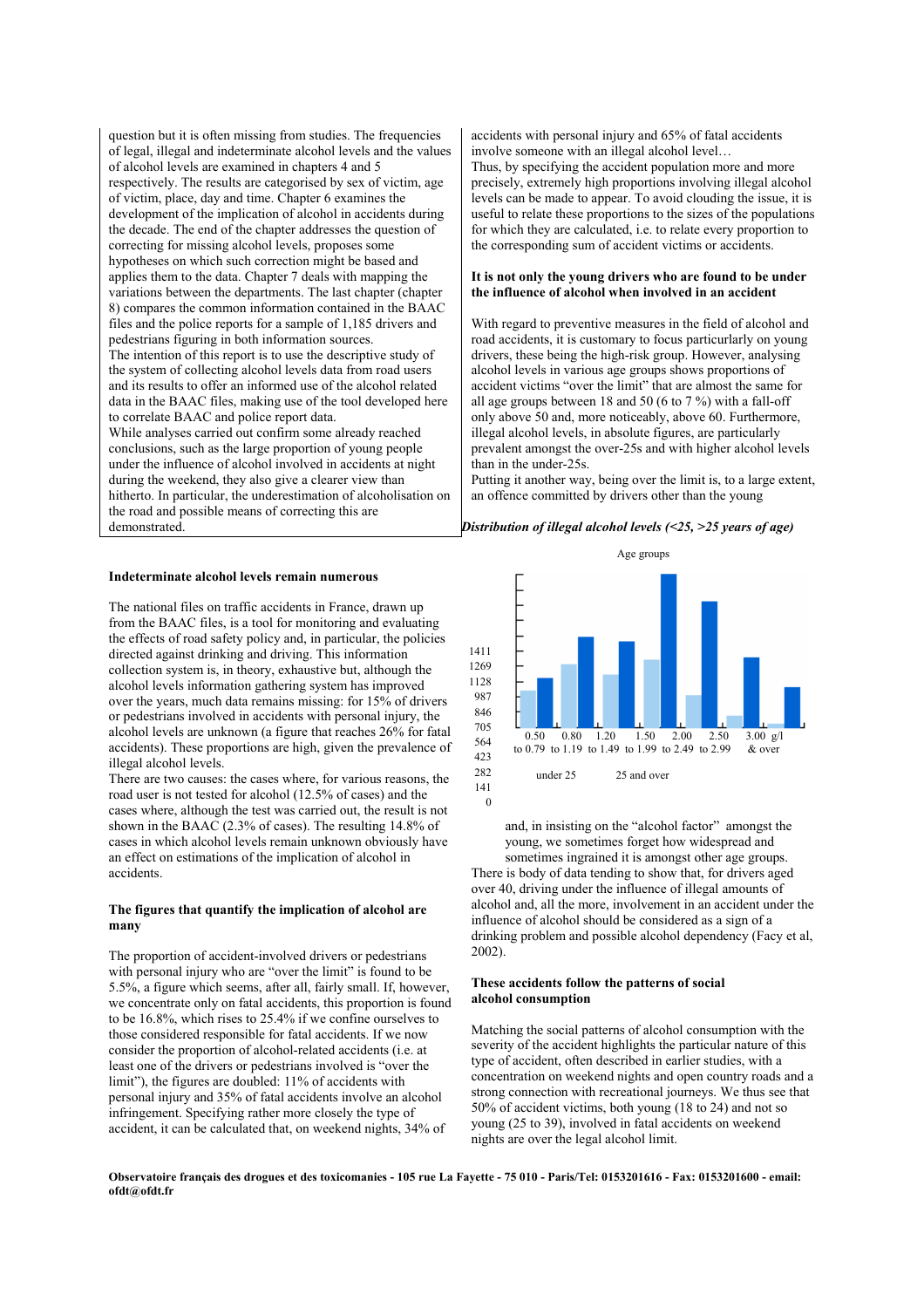question but it is often missing from studies. The frequencies of legal, illegal and indeterminate alcohol levels and the values of alcohol levels are examined in chapters 4 and 5 respectively. The results are categorised by sex of victim, age of victim, place, day and time. Chapter 6 examines the development of the implication of alcohol in accidents during the decade. The end of the chapter addresses the question of correcting for missing alcohol levels, proposes some hypotheses on which such correction might be based and applies them to the data. Chapter 7 deals with mapping the variations between the departments. The last chapter (chapter 8) compares the common information contained in the BAAC files and the police reports for a sample of 1,185 drivers and pedestrians figuring in both information sources.

The intention of this report is to use the descriptive study of the system of collecting alcohol levels data from road users and its results to offer an informed use of the alcohol related data in the BAAC files, making use of the tool developed here to correlate BAAC and police report data.

While analyses carried out confirm some already reached conclusions, such as the large proportion of young people under the influence of alcohol involved in accidents at night during the weekend, they also give a clearer view than hitherto. In particular, the underestimation of alcoholisation on the road and possible means of correcting this are demonstrated.

**Indeterminate alcohol levels remain numerous**

The national files on traffic accidents in France, drawn up from the BAAC files, is a tool for monitoring and evaluating the effects of road safety policy and, in particular, the policies directed against drinking and driving. This information collection system is, in theory, exhaustive but, although the alcohol levels information gathering system has improved over the years, much data remains missing: for 15% of drivers or pedestrians involved in accidents with personal injury, the alcohol levels are unknown (a figure that reaches 26% for fatal accidents). These proportions are high, given the prevalence of illegal alcohol levels.

There are two causes: the cases where, for various reasons, the road user is not tested for alcohol (12.5% of cases) and the cases where, although the test was carried out, the result is not shown in the BAAC (2.3% of cases). The resulting 14.8% of cases in which alcohol levels remain unknown obviously have an effect on estimations of the implication of alcohol in accidents.

**The figures that quantify the implication of alcohol are many**

The proportion of accident-involved drivers or pedestrians with personal injury who are "over the limit" is found to be 5.5%, a figure which seems, after all, fairly small. If, however, we concentrate only on fatal accidents, this proportion is found to be 16.8%, which rises to 25.4% if we confine ourselves to those considered responsible for fatal accidents. If we now consider the proportion of alcohol-related accidents (i.e. at least one of the drivers or pedestrians involved is "over the limit"), the figures are doubled: 11% of accidents with personal injury and 35% of fatal accidents involve an alcohol infringement. Specifying rather more closely the type of accident, it can be calculated that, on weekend nights, 34% of accidents with personal injury and 65% of fatal accidents involve someone with an illegal alcohol level…

Thus, by specifying the accident population more and more precisely, extremely high proportions involving illegal alcohol levels can be made to appear. To avoid clouding the issue, it is useful to relate these proportions to the sizes of the populations for which they are calculated, i.e. to relate every proportion to the corresponding sum of accident victims or accidents.

**It is not only the young drivers who are found to be under the influence of alcohol when involved in an accident**

With regard to preventive measures in the field of alcohol and road accidents, it is customary to focus particularly on young drivers, these being the high-risk group. However, analysing alcohol levels in various age groups shows proportions of accident victims "over the limit" that are almost the same for all age groups between 18 and 50 (6 to 7 %) with a fall-off only above 50 and, more noticeably, above 60. Furthermore, illegal alcohol levels, in absolute figures, are particularly prevalent amongst the over-25s and with higher alcohol levels than in the under-25s.

Putting it another way, being over the limit is, to a large extent, an offence committed by drivers other than the young and, in insisting on the "alcohol factor" amongst the young, we sometimes forget how widespread and sometimes ingrained it is amongst other age groups.

*Distribution of illegal alcohol levels (<25, >25 years of age)*

Age groups

| g/l | under 25 | 25 and over |
|---|---|---|
| 0.50 to 0.79 | | |
| 0.80 to 1.19 | | |
| 1.20 to 1.49 | | |
| 1.50 to 1.99 | | |
| 2.00 to 2.49 | | |
| 2.50 to 2.99 | | |
| 3.00 & over | | |

Y-axis: 0, 141, 282, 423, 564, 705, 846, 987, 1128, 1269, 1411

There is body of data tending to show that, for drivers aged over 40, driving under the influence of illegal amounts of alcohol and, all the more, involvement in an accident under the influence of alcohol should be considered as a sign of a drinking problem and possible alcohol dependency (Facy et al, 2002).

**These accidents follow the patterns of social alcohol consumption**

Matching the social patterns of alcohol consumption with the severity of the accident highlights the particular nature of this type of accident, often described in earlier studies, with a concentration on weekend nights and open country roads and a strong connection with recreational journeys. We thus see that 50% of accident victims, both young (18 to 24) and not so young (25 to 39), involved in fatal accidents on weekend nights are over the legal alcohol limit.

**Observatoire français des drogues et des toxicomanies - 105 rue La Fayette - 75 010 - Paris/Tel: 0153201616 - Fax: 0153201600 - email: ofdt@ofdt.fr**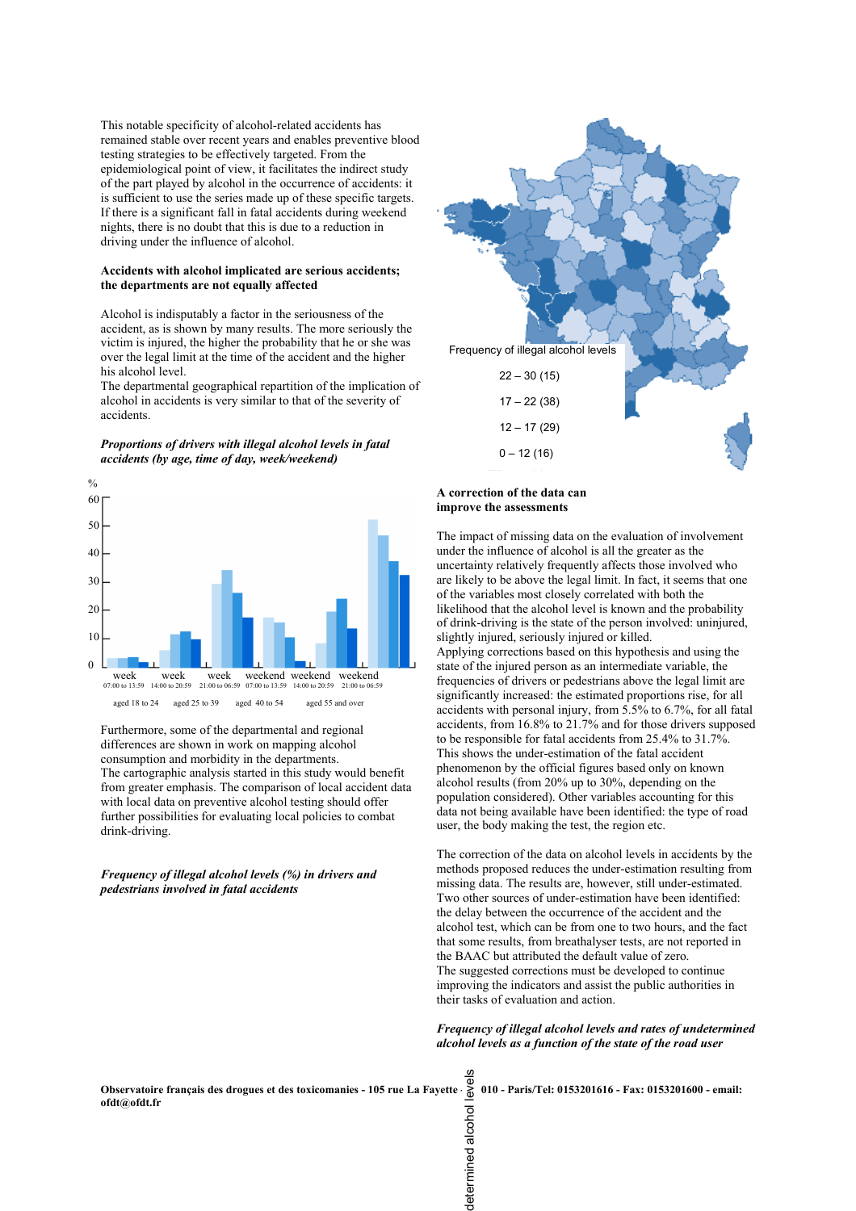This notable specificity of alcohol-related accidents has remained stable over recent years and enables preventive blood testing strategies to be effectively targeted. From the epidemiological point of view, it facilitates the indirect study of the part played by alcohol in the occurrence of accidents: it is sufficient to use the series made up of these specific targets. If there is a significant fall in fatal accidents during weekend nights, there is no doubt that this is due to a reduction in driving under the influence of alcohol.

**Accidents with alcohol implicated are serious accidents; the departments are not equally affected**

Alcohol is indisputably a factor in the seriousness of the accident, as is shown by many results. The more seriously the victim is injured, the higher the probability that he or she was over the legal limit at the time of the accident and the higher his alcohol level.

The departmental geographical repartition of the implication of alcohol in accidents is very similar to that of the severity of accidents.

***Proportions of drivers with illegal alcohol levels in fatal accidents (by age, time of day, week/weekend)***

%

60
50
40
30
20
10
0

week 07:00 to 13:59 | week 14:00 to 20:59 | week 21:00 to 06:59 | weekend 07:00 to 13:59 | weekend 14:00 to 20:59 | weekend 21:00 to 06:59

aged 18 to 24 | aged 25 to 39 | aged 40 to 54 | aged 55 and over

Furthermore, some of the departmental and regional differences are shown in work on mapping alcohol consumption and morbidity in the departments.

The cartographic analysis started in this study would benefit from greater emphasis. The comparison of local accident data with local data on preventive alcohol testing should offer further possibilities for evaluating local policies to combat drink-driving.

***Frequency of illegal alcohol levels (%) in drivers and pedestrians involved in fatal accidents***

Frequency of illegal alcohol levels

22 – 30 (15)
17 – 22 (38)
12 – 17 (29)
0 – 12 (16)

**A correction of the data can improve the assessments**

The impact of missing data on the evaluation of involvement under the influence of alcohol is all the greater as the uncertainty relatively frequently affects those involved who are likely to be above the legal limit. In fact, it seems that one of the variables most closely correlated with both the likelihood that the alcohol level is known and the probability of drink-driving is the state of the person involved: uninjured, slightly injured, seriously injured or killed.

Applying corrections based on this hypothesis and using the state of the injured person as an intermediate variable, the frequencies of drivers or pedestrians above the legal limit are significantly increased: the estimated proportions rise, for all accidents with personal injury, from 5.5% to 6.7%, for all fatal accidents, from 16.8% to 21.7% and for those drivers supposed to be responsible for fatal accidents from 25.4% to 31.7%.

This shows the under-estimation of the fatal accident phenomenon by the official figures based only on known alcohol results (from 20% up to 30%, depending on the population considered). Other variables accounting for this data not being available have been identified: the type of road user, the body making the test, the region etc.

The correction of the data on alcohol levels in accidents by the methods proposed reduces the under-estimation resulting from missing data. The results are, however, still under-estimated. Two other sources of under-estimation have been identified: the delay between the occurrence of the accident and the alcohol test, which can be from one to two hours, and the fact that some results, from breathalyser tests, are not reported in the BAAC but attributed the default value of zero.

The suggested corrections must be developed to continue improving the indicators and assist the public authorities in their tasks of evaluation and action.

***Frequency of illegal alcohol levels and rates of undetermined alcohol levels as a function of the state of the road user***

determined alcohol levels

**Observatoire français des drogues et des toxicomanies - 105 rue La Fayette - 75010 - Paris/Tel: 0153201616 - Fax: 0153201600 - email: ofdt@ofdt.fr**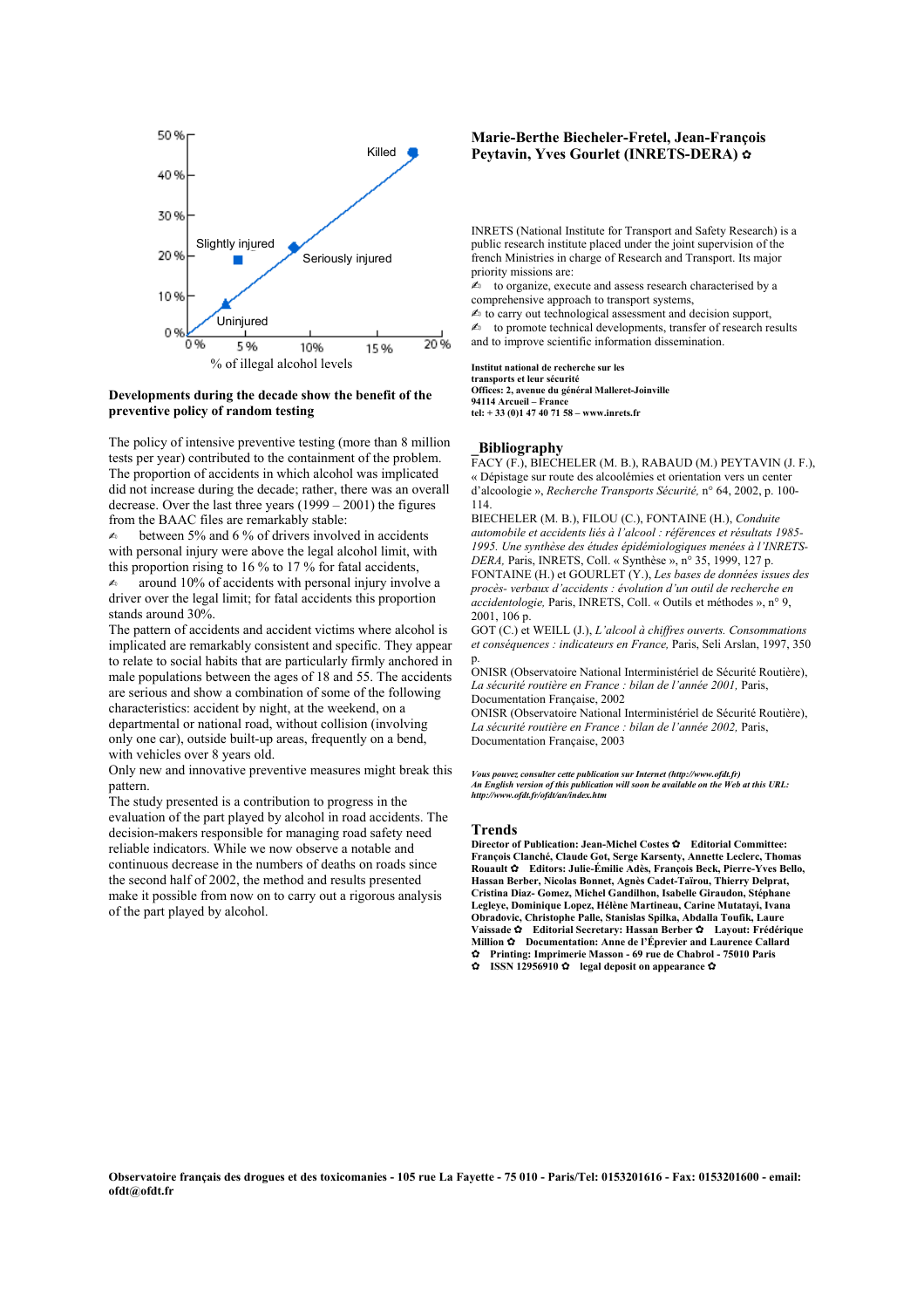50 %
40 %
30 %
20 %
10 %
0 %
0 %
5 %
10%
15 %
20 %
Killed
Slightly injured
Seriously injured
Uninjured
% of illegal alcohol levels

**Developments during the decade show the benefit of the preventive policy of random testing**

The policy of intensive preventive testing (more than 8 million tests per year) contributed to the containment of the problem. The proportion of accidents in which alcohol was implicated did not increase during the decade; rather, there was an overall decrease. Over the last three years (1999 – 2001) the figures from the BAAC files are remarkably stable:

- between 5% and 6 % of drivers involved in accidents with personal injury were above the legal alcohol limit, with this proportion rising to 16 % to 17 % for fatal accidents,
- around 10% of accidents with personal injury involve a driver over the legal limit; for fatal accidents this proportion stands around 30%.

The pattern of accidents and accident victims where alcohol is implicated are remarkably consistent and specific. They appear to relate to social habits that are particularly firmly anchored in male populations between the ages of 18 and 55. The accidents are serious and show a combination of some of the following characteristics: accident by night, at the weekend, on a departmental or national road, without collision (involving only one car), outside built-up areas, frequently on a bend, with vehicles over 8 years old.

Only new and innovative preventive measures might break this pattern.

The study presented is a contribution to progress in the evaluation of the part played by alcohol in road accidents. The decision-makers responsible for managing road safety need reliable indicators. While we now observe a notable and continuous decrease in the numbers of deaths on roads since the second half of 2002, the method and results presented make it possible from now on to carry out a rigorous analysis of the part played by alcohol.

**Marie-Berthe Biecheler-Fretel, Jean-François Peytavin, Yves Gourlet (INRETS-DERA) ✿**

INRETS (National Institute for Transport and Safety Research) is a public research institute placed under the joint supervision of the french Ministries in charge of Research and Transport. Its major priority missions are:

- to organize, execute and assess research characterised by a comprehensive approach to transport systems,
- to carry out technological assessment and decision support,
- to promote technical developments, transfer of research results and to improve scientific information dissemination.

**Institut national de recherche sur les transports et leur sécurité**
**Offices: 2, avenue du général Malleret-Joinville**
**94114 Arcueil – France**
**tel: + 33 (0)1 47 40 71 58 – www.inrets.fr**

## _Bibliography

FACY (F.), BIECHELER (M. B.), RABAUD (M.) PEYTAVIN (J. F.), « Dépistage sur route des alcoolémies et orientation vers un center d'alcoologie », *Recherche Transports Sécurité,* n° 64, 2002, p. 100-114.

BIECHELER (M. B.), FILOU (C.), FONTAINE (H.), *Conduite automobile et accidents liés à l'alcool : références et résultats 1985-1995. Une synthèse des études épidémiologiques menées à l'INRETS-DERA,* Paris, INRETS, Coll. « Synthèse », n° 35, 1999, 127 p.

FONTAINE (H.) et GOURLET (Y.), *Les bases de données issues des procès- verbaux d'accidents : évolution d'un outil de recherche en accidentologie,* Paris, INRETS, Coll. « Outils et méthodes », n° 9, 2001, 106 p.

GOT (C.) et WEILL (J.), *L'alcool à chiffres ouverts. Consommations et conséquences : indicateurs en France,* Paris, Seli Arslan, 1997, 350 p.

ONISR (Observatoire National Interministériel de Sécurité Routière), *La sécurité routière en France : bilan de l'année 2001,* Paris, Documentation Française, 2002

ONISR (Observatoire National Interministériel de Sécurité Routière), *La sécurité routière en France : bilan de l'année 2002,* Paris, Documentation Française, 2003

***Vous pouvez consulter cette publication sur Internet (http://www.ofdt.fr)***
***An English version of this publication will soon be available on the Web at this URL: http://www.ofdt.fr/ofdt/an/index.htm***

## Trends

**Director of Publication: Jean-Michel Costes ✿ Editorial Committee: François Clanché, Claude Got, Serge Karsenty, Annette Leclerc, Thomas Rouault ✿ Editors: Julie-Émilie Adès, François Beck, Pierre-Yves Bello, Hassan Berber, Nicolas Bonnet, Agnès Cadet-Taïrou, Thierry Delprat, Cristina Diaz- Gomez, Michel Gandilhon, Isabelle Giraudon, Stéphane Legleye, Dominique Lopez, Hélène Martineau, Carine Mutatayi, Ivana Obradovic, Christophe Palle, Stanislas Spilka, Abdalla Toufik, Laure Vaissade ✿ Editorial Secretary: Hassan Berber ✿ Layout: Frédérique Million ✿ Documentation: Anne de l'Éprevier and Laurence Callard ✿ Printing: Imprimerie Masson - 69 rue de Chabrol - 75010 Paris ✿ ISSN 12956910 ✿ legal deposit on appearance ✿**

**Observatoire français des drogues et des toxicomanies - 105 rue La Fayette - 75 010 - Paris/Tel: 0153201616 - Fax: 0153201600 - email: ofdt@ofdt.fr**